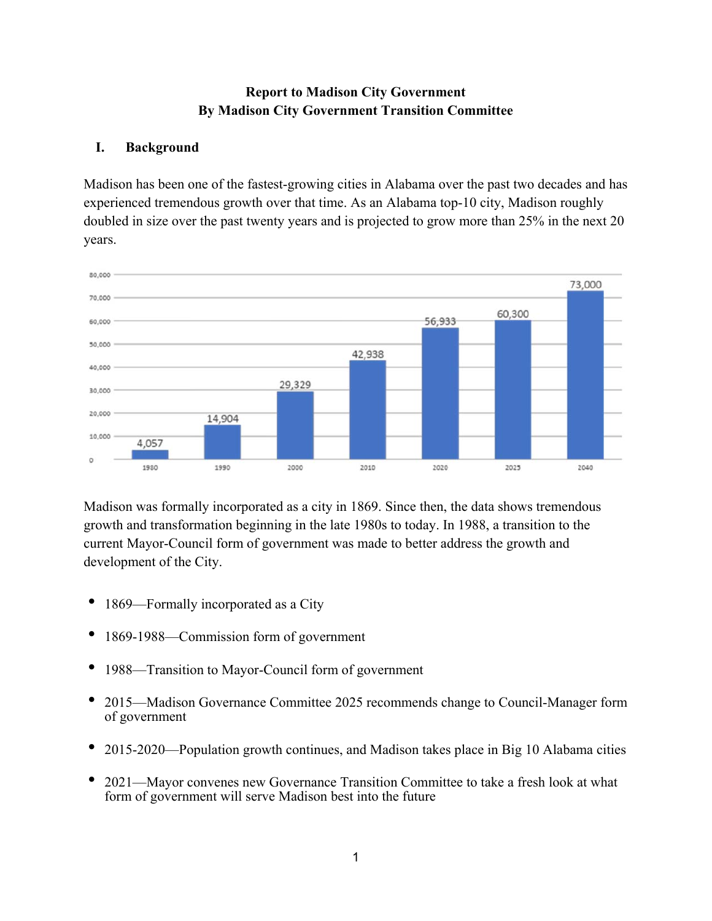**Report to Madison City Government**
**By Madison City Government Transition Committee**

## I. Background

Madison has been one of the fastest-growing cities in Alabama over the past two decades and has experienced tremendous growth over that time. As an Alabama top-10 city, Madison roughly doubled in size over the past twenty years and is projected to grow more than 25% in the next 20 years.

| Year | Population |
|---|---|
| 1980 | 4,057 |
| 1990 | 14,904 |
| 2000 | 29,329 |
| 2010 | 42,938 |
| 2020 | 56,933 |
| 2025 | 60,300 |
| 2040 | 73,000 |

Madison was formally incorporated as a city in 1869. Since then, the data shows tremendous growth and transformation beginning in the late 1980s to today. In 1988, a transition to the current Mayor-Council form of government was made to better address the growth and development of the City.

- 1869—Formally incorporated as a City
- 1869-1988—Commission form of government
- 1988—Transition to Mayor-Council form of government
- 2015—Madison Governance Committee 2025 recommends change to Council-Manager form of government
- 2015-2020—Population growth continues, and Madison takes place in Big 10 Alabama cities
- 2021—Mayor convenes new Governance Transition Committee to take a fresh look at what form of government will serve Madison best into the future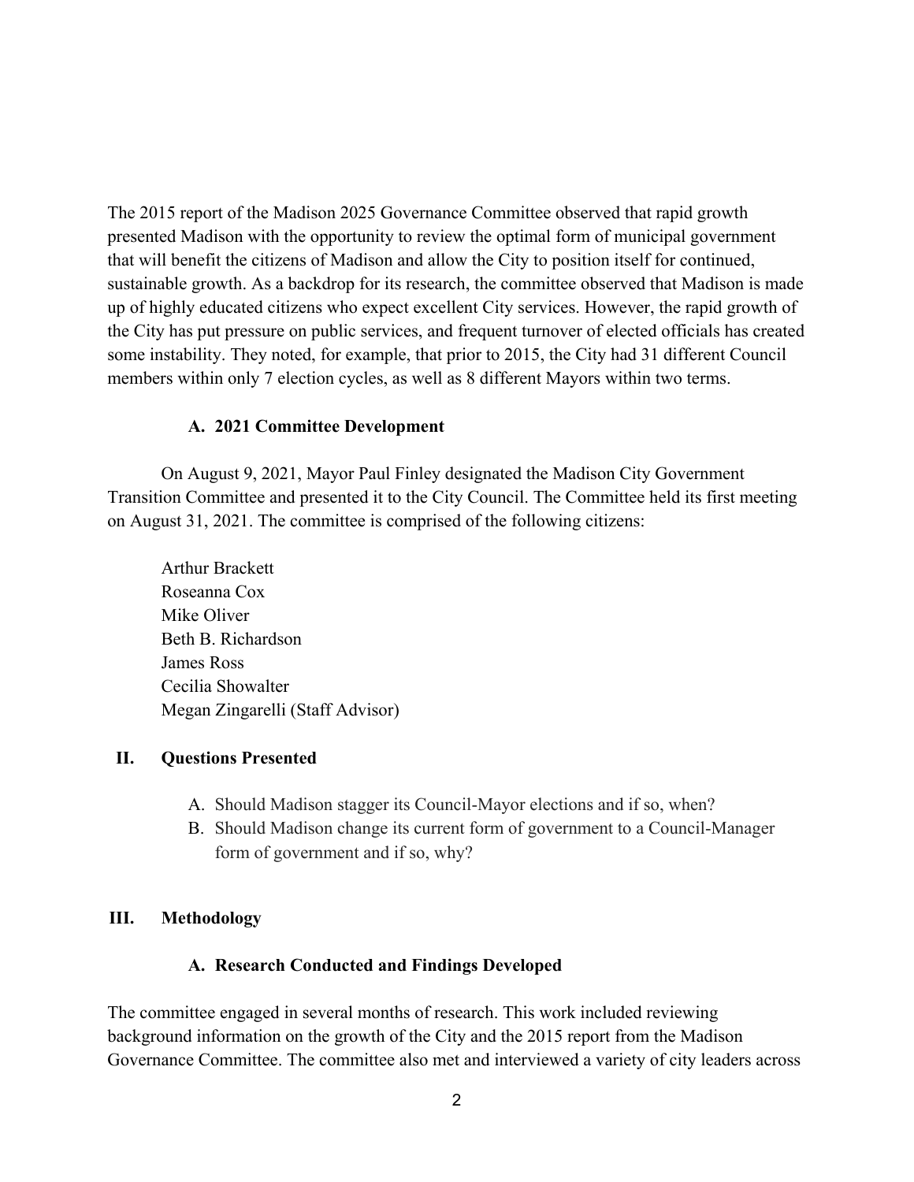The 2015 report of the Madison 2025 Governance Committee observed that rapid growth presented Madison with the opportunity to review the optimal form of municipal government that will benefit the citizens of Madison and allow the City to position itself for continued, sustainable growth. As a backdrop for its research, the committee observed that Madison is made up of highly educated citizens who expect excellent City services. However, the rapid growth of the City has put pressure on public services, and frequent turnover of elected officials has created some instability. They noted, for example, that prior to 2015, the City had 31 different Council members within only 7 election cycles, as well as 8 different Mayors within two terms.

### A. 2021 Committee Development

On August 9, 2021, Mayor Paul Finley designated the Madison City Government Transition Committee and presented it to the City Council. The Committee held its first meeting on August 31, 2021. The committee is comprised of the following citizens:

Arthur Brackett  
Roseanna Cox  
Mike Oliver  
Beth B. Richardson  
James Ross  
Cecilia Showalter  
Megan Zingarelli (Staff Advisor)

## II. Questions Presented

A. Should Madison stagger its Council-Mayor elections and if so, when?
B. Should Madison change its current form of government to a Council-Manager form of government and if so, why?

## III. Methodology

### A. Research Conducted and Findings Developed

The committee engaged in several months of research. This work included reviewing background information on the growth of the City and the 2015 report from the Madison Governance Committee. The committee also met and interviewed a variety of city leaders across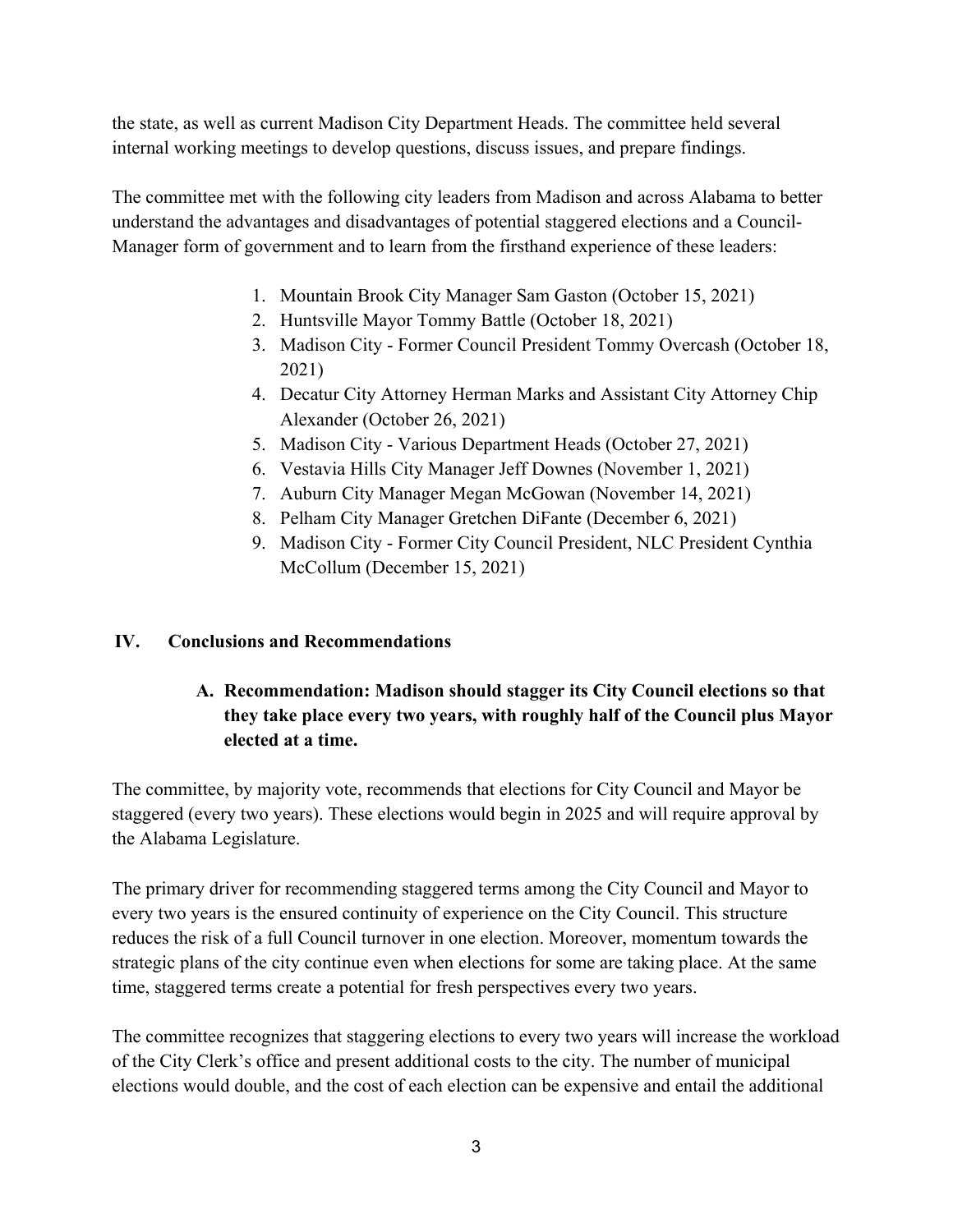the state, as well as current Madison City Department Heads. The committee held several internal working meetings to develop questions, discuss issues, and prepare findings.

The committee met with the following city leaders from Madison and across Alabama to better understand the advantages and disadvantages of potential staggered elections and a Council-Manager form of government and to learn from the firsthand experience of these leaders:

1. Mountain Brook City Manager Sam Gaston (October 15, 2021)
2. Huntsville Mayor Tommy Battle (October 18, 2021)
3. Madison City - Former Council President Tommy Overcash (October 18, 2021)
4. Decatur City Attorney Herman Marks and Assistant City Attorney Chip Alexander (October 26, 2021)
5. Madison City - Various Department Heads (October 27, 2021)
6. Vestavia Hills City Manager Jeff Downes (November 1, 2021)
7. Auburn City Manager Megan McGowan (November 14, 2021)
8. Pelham City Manager Gretchen DiFante (December 6, 2021)
9. Madison City - Former City Council President, NLC President Cynthia McCollum (December 15, 2021)

## IV. Conclusions and Recommendations

### A. Recommendation: Madison should stagger its City Council elections so that they take place every two years, with roughly half of the Council plus Mayor elected at a time.

The committee, by majority vote, recommends that elections for City Council and Mayor be staggered (every two years). These elections would begin in 2025 and will require approval by the Alabama Legislature.

The primary driver for recommending staggered terms among the City Council and Mayor to every two years is the ensured continuity of experience on the City Council. This structure reduces the risk of a full Council turnover in one election. Moreover, momentum towards the strategic plans of the city continue even when elections for some are taking place. At the same time, staggered terms create a potential for fresh perspectives every two years.

The committee recognizes that staggering elections to every two years will increase the workload of the City Clerk's office and present additional costs to the city. The number of municipal elections would double, and the cost of each election can be expensive and entail the additional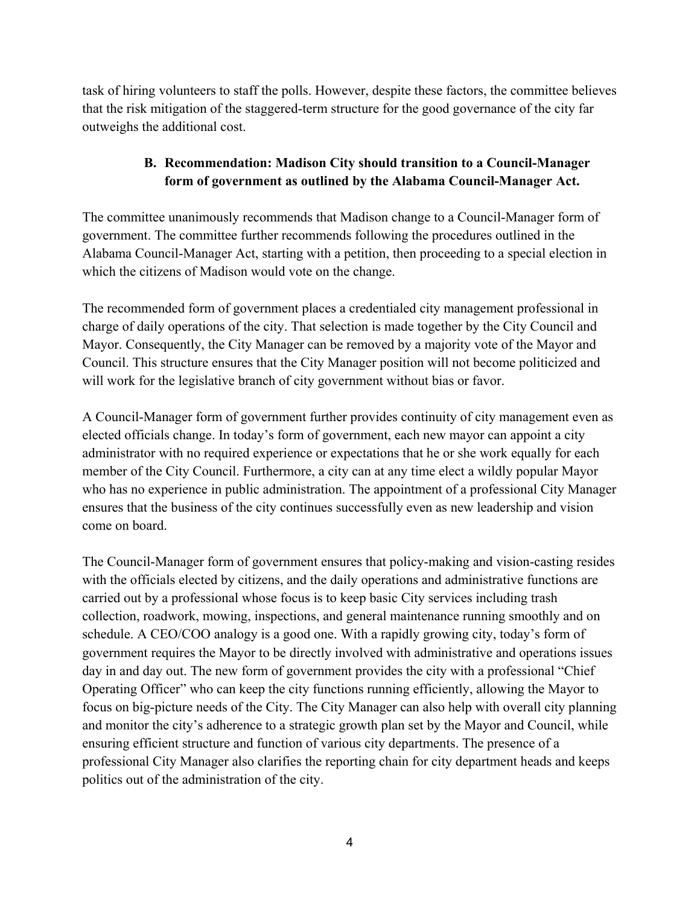task of hiring volunteers to staff the polls. However, despite these factors, the committee believes that the risk mitigation of the staggered-term structure for the good governance of the city far outweighs the additional cost.

### B. Recommendation: Madison City should transition to a Council-Manager form of government as outlined by the Alabama Council-Manager Act.

The committee unanimously recommends that Madison change to a Council-Manager form of government. The committee further recommends following the procedures outlined in the Alabama Council-Manager Act, starting with a petition, then proceeding to a special election in which the citizens of Madison would vote on the change.

The recommended form of government places a credentialed city management professional in charge of daily operations of the city. That selection is made together by the City Council and Mayor. Consequently, the City Manager can be removed by a majority vote of the Mayor and Council. This structure ensures that the City Manager position will not become politicized and will work for the legislative branch of city government without bias or favor.

A Council-Manager form of government further provides continuity of city management even as elected officials change. In today's form of government, each new mayor can appoint a city administrator with no required experience or expectations that he or she work equally for each member of the City Council. Furthermore, a city can at any time elect a wildly popular Mayor who has no experience in public administration. The appointment of a professional City Manager ensures that the business of the city continues successfully even as new leadership and vision come on board.

The Council-Manager form of government ensures that policy-making and vision-casting resides with the officials elected by citizens, and the daily operations and administrative functions are carried out by a professional whose focus is to keep basic City services including trash collection, roadwork, mowing, inspections, and general maintenance running smoothly and on schedule. A CEO/COO analogy is a good one. With a rapidly growing city, today's form of government requires the Mayor to be directly involved with administrative and operations issues day in and day out. The new form of government provides the city with a professional "Chief Operating Officer" who can keep the city functions running efficiently, allowing the Mayor to focus on big-picture needs of the City. The City Manager can also help with overall city planning and monitor the city's adherence to a strategic growth plan set by the Mayor and Council, while ensuring efficient structure and function of various city departments. The presence of a professional City Manager also clarifies the reporting chain for city department heads and keeps politics out of the administration of the city.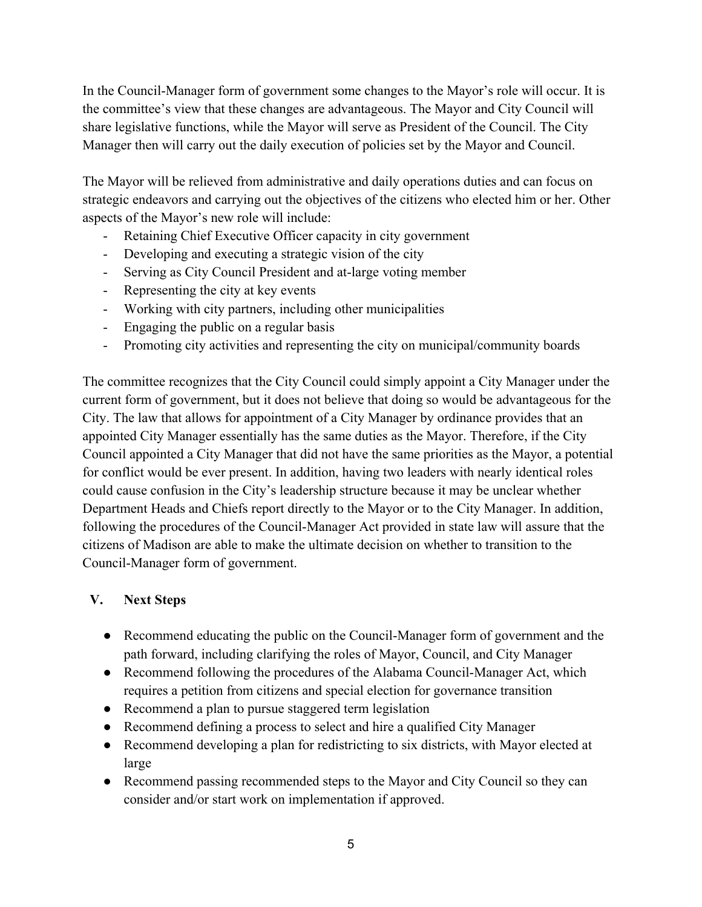In the Council-Manager form of government some changes to the Mayor's role will occur. It is the committee's view that these changes are advantageous. The Mayor and City Council will share legislative functions, while the Mayor will serve as President of the Council. The City Manager then will carry out the daily execution of policies set by the Mayor and Council.

The Mayor will be relieved from administrative and daily operations duties and can focus on strategic endeavors and carrying out the objectives of the citizens who elected him or her. Other aspects of the Mayor's new role will include:

- Retaining Chief Executive Officer capacity in city government
- Developing and executing a strategic vision of the city
- Serving as City Council President and at-large voting member
- Representing the city at key events
- Working with city partners, including other municipalities
- Engaging the public on a regular basis
- Promoting city activities and representing the city on municipal/community boards

The committee recognizes that the City Council could simply appoint a City Manager under the current form of government, but it does not believe that doing so would be advantageous for the City. The law that allows for appointment of a City Manager by ordinance provides that an appointed City Manager essentially has the same duties as the Mayor. Therefore, if the City Council appointed a City Manager that did not have the same priorities as the Mayor, a potential for conflict would be ever present. In addition, having two leaders with nearly identical roles could cause confusion in the City's leadership structure because it may be unclear whether Department Heads and Chiefs report directly to the Mayor or to the City Manager. In addition, following the procedures of the Council-Manager Act provided in state law will assure that the citizens of Madison are able to make the ultimate decision on whether to transition to the Council-Manager form of government.

## V. Next Steps

- Recommend educating the public on the Council-Manager form of government and the path forward, including clarifying the roles of Mayor, Council, and City Manager
- Recommend following the procedures of the Alabama Council-Manager Act, which requires a petition from citizens and special election for governance transition
- Recommend a plan to pursue staggered term legislation
- Recommend defining a process to select and hire a qualified City Manager
- Recommend developing a plan for redistricting to six districts, with Mayor elected at large
- Recommend passing recommended steps to the Mayor and City Council so they can consider and/or start work on implementation if approved.